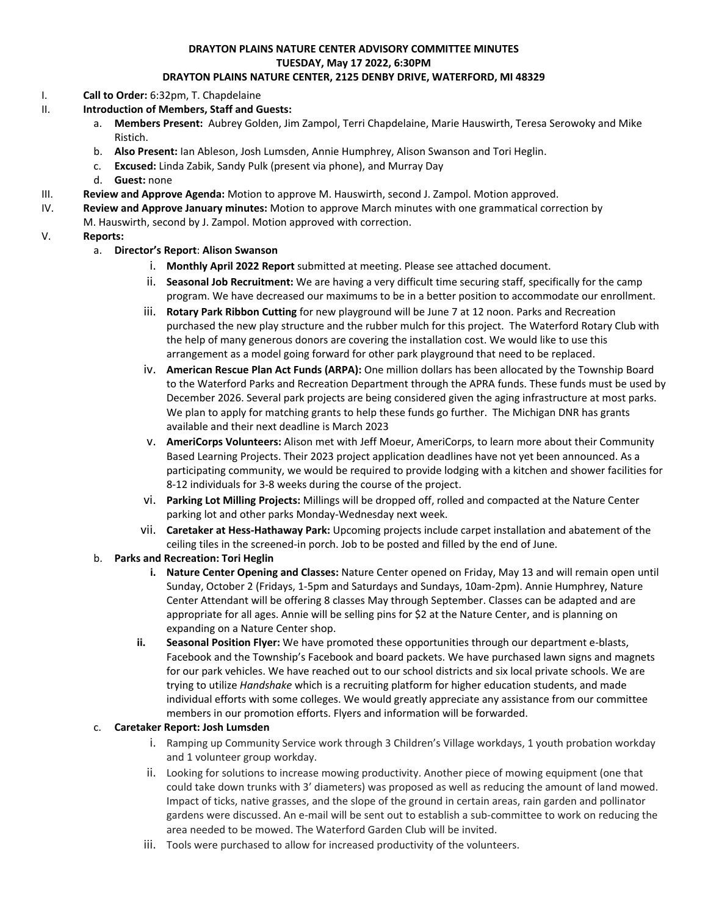**DRAYTON PLAINS NATURE CENTER ADVISORY COMMITTEE MINUTES**
**TUESDAY, May 17 2022, 6:30PM**
**DRAYTON PLAINS NATURE CENTER, 2125 DENBY DRIVE, WATERFORD, MI 48329**

I. **Call to Order:** 6:32pm, T. Chapdelaine

II. **Introduction of Members, Staff and Guests:**
   a. **Members Present:** Aubrey Golden, Jim Zampol, Terri Chapdelaine, Marie Hauswirth, Teresa Serowoky and Mike Ristich.
   b. **Also Present:** Ian Ableson, Josh Lumsden, Annie Humphrey, Alison Swanson and Tori Heglin.
   c. **Excused:** Linda Zabik, Sandy Pulk (present via phone), and Murray Day
   d. **Guest:** none

III. **Review and Approve Agenda:** Motion to approve M. Hauswirth, second J. Zampol. Motion approved.

IV. **Review and Approve January minutes:** Motion to approve March minutes with one grammatical correction by M. Hauswirth, second by J. Zampol. Motion approved with correction.

V. **Reports:**
   a. **Director's Report**: **Alison Swanson**
      i. **Monthly April 2022 Report** submitted at meeting. Please see attached document.
      ii. **Seasonal Job Recruitment:** We are having a very difficult time securing staff, specifically for the camp program. We have decreased our maximums to be in a better position to accommodate our enrollment.
      iii. **Rotary Park Ribbon Cutting** for new playground will be June 7 at 12 noon. Parks and Recreation purchased the new play structure and the rubber mulch for this project. The Waterford Rotary Club with the help of many generous donors are covering the installation cost. We would like to use this arrangement as a model going forward for other park playground that need to be replaced.
      iv. **American Rescue Plan Act Funds (ARPA):** One million dollars has been allocated by the Township Board to the Waterford Parks and Recreation Department through the APRA funds. These funds must be used by December 2026. Several park projects are being considered given the aging infrastructure at most parks. We plan to apply for matching grants to help these funds go further. The Michigan DNR has grants available and their next deadline is March 2023
      v. **AmeriCorps Volunteers:** Alison met with Jeff Moeur, AmeriCorps, to learn more about their Community Based Learning Projects. Their 2023 project application deadlines have not yet been announced. As a participating community, we would be required to provide lodging with a kitchen and shower facilities for 8-12 individuals for 3-8 weeks during the course of the project.
      vi. **Parking Lot Milling Projects:** Millings will be dropped off, rolled and compacted at the Nature Center parking lot and other parks Monday-Wednesday next week.
      vii. **Caretaker at Hess-Hathaway Park:** Upcoming projects include carpet installation and abatement of the ceiling tiles in the screened-in porch. Job to be posted and filled by the end of June.
   b. **Parks and Recreation: Tori Heglin**
      i. **Nature Center Opening and Classes:** Nature Center opened on Friday, May 13 and will remain open until Sunday, October 2 (Fridays, 1-5pm and Saturdays and Sundays, 10am-2pm). Annie Humphrey, Nature Center Attendant will be offering 8 classes May through September. Classes can be adapted and are appropriate for all ages. Annie will be selling pins for $2 at the Nature Center, and is planning on expanding on a Nature Center shop.
      ii. **Seasonal Position Flyer:** We have promoted these opportunities through our department e-blasts, Facebook and the Township's Facebook and board packets. We have purchased lawn signs and magnets for our park vehicles. We have reached out to our school districts and six local private schools. We are trying to utilize *Handshake* which is a recruiting platform for higher education students, and made individual efforts with some colleges. We would greatly appreciate any assistance from our committee members in our promotion efforts. Flyers and information will be forwarded.
   c. **Caretaker Report: Josh Lumsden**
      i. Ramping up Community Service work through 3 Children's Village workdays, 1 youth probation workday and 1 volunteer group workday.
      ii. Looking for solutions to increase mowing productivity. Another piece of mowing equipment (one that could take down trunks with 3' diameters) was proposed as well as reducing the amount of land mowed. Impact of ticks, native grasses, and the slope of the ground in certain areas, rain garden and pollinator gardens were discussed. An e-mail will be sent out to establish a sub-committee to work on reducing the area needed to be mowed. The Waterford Garden Club will be invited.
      iii. Tools were purchased to allow for increased productivity of the volunteers.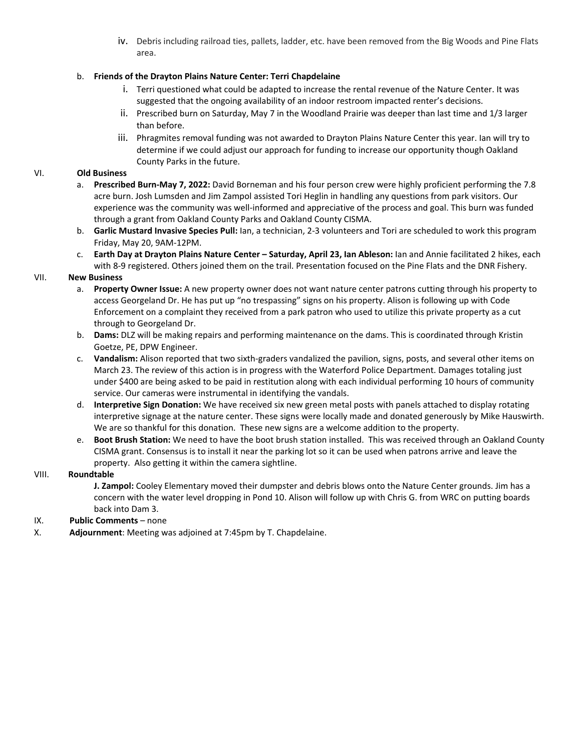iv. Debris including railroad ties, pallets, ladder, etc. have been removed from the Big Woods and Pine Flats area.

b. **Friends of the Drayton Plains Nature Center: Terri Chapdelaine**

i. Terri questioned what could be adapted to increase the rental revenue of the Nature Center. It was suggested that the ongoing availability of an indoor restroom impacted renter's decisions.

ii. Prescribed burn on Saturday, May 7 in the Woodland Prairie was deeper than last time and 1/3 larger than before.

iii. Phragmites removal funding was not awarded to Drayton Plains Nature Center this year. Ian will try to determine if we could adjust our approach for funding to increase our opportunity though Oakland County Parks in the future.

VI. **Old Business**

a. **Prescribed Burn-May 7, 2022:** David Borneman and his four person crew were highly proficient performing the 7.8 acre burn. Josh Lumsden and Jim Zampol assisted Tori Heglin in handling any questions from park visitors. Our experience was the community was well-informed and appreciative of the process and goal. This burn was funded through a grant from Oakland County Parks and Oakland County CISMA.

b. **Garlic Mustard Invasive Species Pull:** Ian, a technician, 2-3 volunteers and Tori are scheduled to work this program Friday, May 20, 9AM-12PM.

c. **Earth Day at Drayton Plains Nature Center – Saturday, April 23, Ian Ableson:** Ian and Annie facilitated 2 hikes, each with 8-9 registered. Others joined them on the trail. Presentation focused on the Pine Flats and the DNR Fishery.

VII. **New Business**

a. **Property Owner Issue:** A new property owner does not want nature center patrons cutting through his property to access Georgeland Dr. He has put up "no trespassing" signs on his property. Alison is following up with Code Enforcement on a complaint they received from a park patron who used to utilize this private property as a cut through to Georgeland Dr.

b. **Dams:** DLZ will be making repairs and performing maintenance on the dams. This is coordinated through Kristin Goetze, PE, DPW Engineer.

c. **Vandalism:** Alison reported that two sixth-graders vandalized the pavilion, signs, posts, and several other items on March 23. The review of this action is in progress with the Waterford Police Department. Damages totaling just under $400 are being asked to be paid in restitution along with each individual performing 10 hours of community service. Our cameras were instrumental in identifying the vandals.

d. **Interpretive Sign Donation:** We have received six new green metal posts with panels attached to display rotating interpretive signage at the nature center. These signs were locally made and donated generously by Mike Hauswirth. We are so thankful for this donation. These new signs are a welcome addition to the property.

e. **Boot Brush Station:** We need to have the boot brush station installed. This was received through an Oakland County CISMA grant. Consensus is to install it near the parking lot so it can be used when patrons arrive and leave the property. Also getting it within the camera sightline.

VIII. **Roundtable**

**J. Zampol:** Cooley Elementary moved their dumpster and debris blows onto the Nature Center grounds. Jim has a concern with the water level dropping in Pond 10. Alison will follow up with Chris G. from WRC on putting boards back into Dam 3.

IX. **Public Comments** – none

X. **Adjournment**: Meeting was adjoined at 7:45pm by T. Chapdelaine.